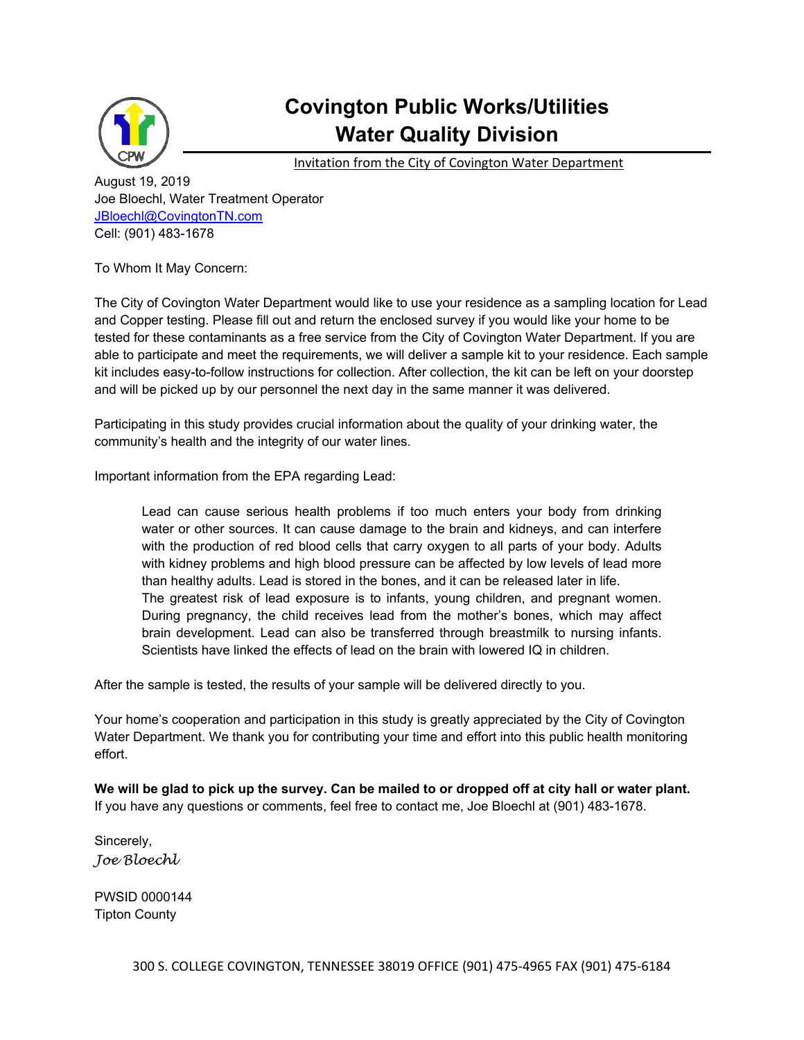# Covington Public Works/Utilities Water Quality Division

Invitation from the City of Covington Water Department

August 19, 2019
Joe Bloechl, Water Treatment Operator
JBloechl@CovingtonTN.com
Cell: (901) 483-1678

To Whom It May Concern:

The City of Covington Water Department would like to use your residence as a sampling location for Lead and Copper testing. Please fill out and return the enclosed survey if you would like your home to be tested for these contaminants as a free service from the City of Covington Water Department. If you are able to participate and meet the requirements, we will deliver a sample kit to your residence. Each sample kit includes easy-to-follow instructions for collection. After collection, the kit can be left on your doorstep and will be picked up by our personnel the next day in the same manner it was delivered.

Participating in this study provides crucial information about the quality of your drinking water, the community's health and the integrity of our water lines.

Important information from the EPA regarding Lead:

> Lead can cause serious health problems if too much enters your body from drinking water or other sources. It can cause damage to the brain and kidneys, and can interfere with the production of red blood cells that carry oxygen to all parts of your body. Adults with kidney problems and high blood pressure can be affected by low levels of lead more than healthy adults. Lead is stored in the bones, and it can be released later in life.
> The greatest risk of lead exposure is to infants, young children, and pregnant women. During pregnancy, the child receives lead from the mother's bones, which may affect brain development. Lead can also be transferred through breastmilk to nursing infants. Scientists have linked the effects of lead on the brain with lowered IQ in children.

After the sample is tested, the results of your sample will be delivered directly to you.

Your home's cooperation and participation in this study is greatly appreciated by the City of Covington Water Department. We thank you for contributing your time and effort into this public health monitoring effort.

**We will be glad to pick up the survey. Can be mailed to or dropped off at city hall or water plant.**
If you have any questions or comments, feel free to contact me, Joe Bloechl at (901) 483-1678.

Sincerely,
*Joe Bloechl*

PWSID 0000144
Tipton County

300 S. COLLEGE COVINGTON, TENNESSEE 38019 OFFICE (901) 475-4965 FAX (901) 475-6184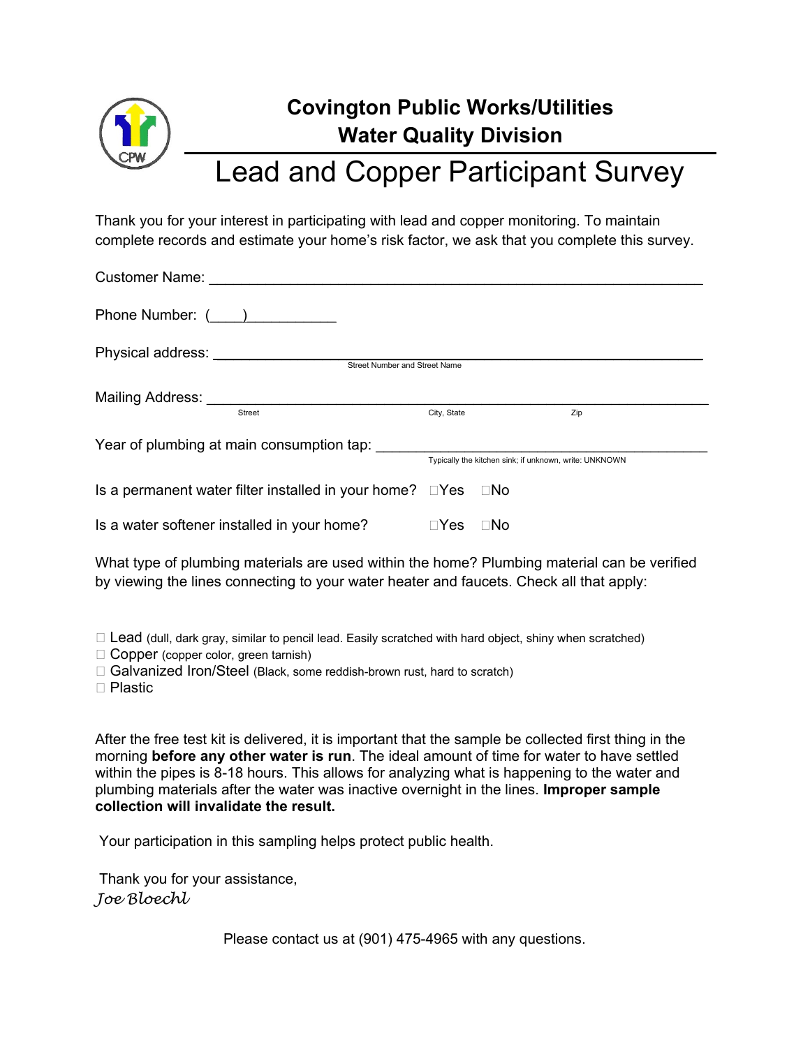**Covington Public Works/Utilities**
**Water Quality Division**

# Lead and Copper Participant Survey

Thank you for your interest in participating with lead and copper monitoring. To maintain complete records and estimate your home's risk factor, we ask that you complete this survey.

Customer Name: ____________________________________________________________

Phone Number: (____)___________

Physical address: ____________________________________________________________
Street Number and Street Name

Mailing Address: ____________________________________________________________
Street | City, State | Zip

Year of plumbing at main consumption tap: ____________________________________
Typically the kitchen sink; if unknown, write: UNKNOWN

Is a permanent water filter installed in your home? ☐Yes ☐No

Is a water softener installed in your home? ☐Yes ☐No

What type of plumbing materials are used within the home? Plumbing material can be verified by viewing the lines connecting to your water heater and faucets. Check all that apply:

- ☐ Lead (dull, dark gray, similar to pencil lead. Easily scratched with hard object, shiny when scratched)
- ☐ Copper (copper color, green tarnish)
- ☐ Galvanized Iron/Steel (Black, some reddish-brown rust, hard to scratch)
- ☐ Plastic

After the free test kit is delivered, it is important that the sample be collected first thing in the morning **before any other water is run**. The ideal amount of time for water to have settled within the pipes is 8-18 hours. This allows for analyzing what is happening to the water and plumbing materials after the water was inactive overnight in the lines. **Improper sample collection will invalidate the result.**

Your participation in this sampling helps protect public health.

Thank you for your assistance,
*Joe Bloechl*

Please contact us at (901) 475-4965 with any questions.